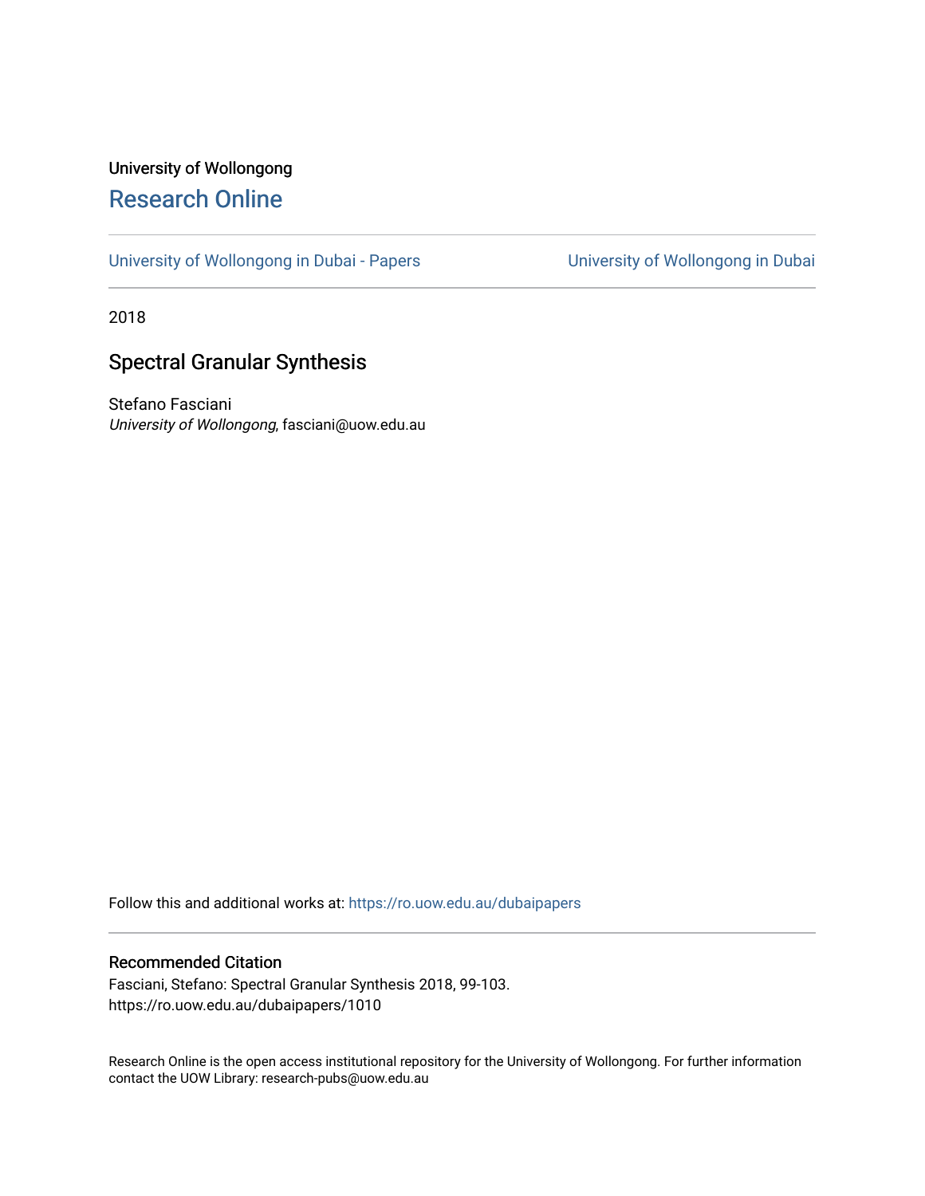University of Wollongong

# Research Online

University of Wollongong in Dubai - Papers | University of Wollongong in Dubai

2018

## Spectral Granular Synthesis

Stefano Fasciani
*University of Wollongong*, fasciani@uow.edu.au

Follow this and additional works at: https://ro.uow.edu.au/dubaipapers

### Recommended Citation

Fasciani, Stefano: Spectral Granular Synthesis 2018, 99-103.
https://ro.uow.edu.au/dubaipapers/1010

Research Online is the open access institutional repository for the University of Wollongong. For further information contact the UOW Library: research-pubs@uow.edu.au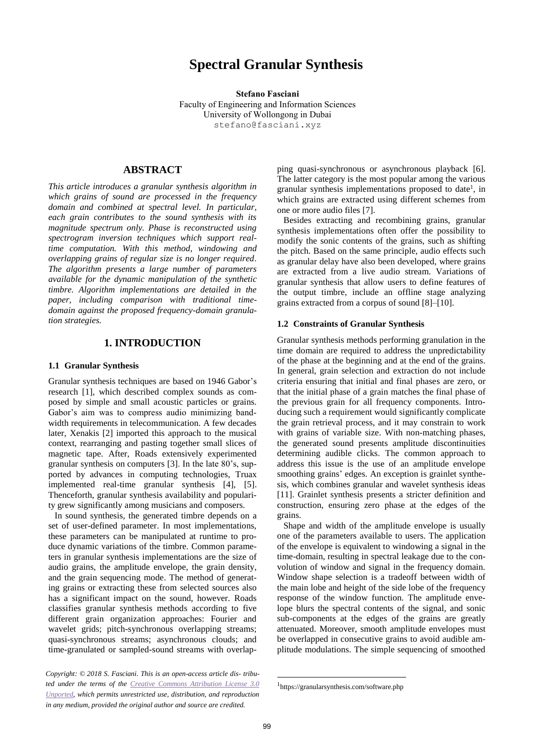# Spectral Granular Synthesis

**Stefano Fasciani**
Faculty of Engineering and Information Sciences
University of Wollongong in Dubai
stefano@fasciani.xyz

## ABSTRACT

*This article introduces a granular synthesis algorithm in which grains of sound are processed in the frequency domain and combined at spectral level. In particular, each grain contributes to the sound synthesis with its magnitude spectrum only. Phase is reconstructed using spectrogram inversion techniques which support real-time computation. With this method, windowing and overlapping grains of regular size is no longer required. The algorithm presents a large number of parameters available for the dynamic manipulation of the synthetic timbre. Algorithm implementations are detailed in the paper, including comparison with traditional time-domain against the proposed frequency-domain granulation strategies.*

## 1. INTRODUCTION

### 1.1 Granular Synthesis

Granular synthesis techniques are based on 1946 Gabor's research [1], which described complex sounds as composed by simple and small acoustic particles or grains. Gabor's aim was to compress audio minimizing bandwidth requirements in telecommunication. A few decades later, Xenakis [2] imported this approach to the musical context, rearranging and pasting together small slices of magnetic tape. After, Roads extensively experimented granular synthesis on computers [3]. In the late 80's, supported by advances in computing technologies, Truax implemented real-time granular synthesis [4], [5]. Thenceforth, granular synthesis availability and popularity grew significantly among musicians and composers.

In sound synthesis, the generated timbre depends on a set of user-defined parameter. In most implementations, these parameters can be manipulated at runtime to produce dynamic variations of the timbre. Common parameters in granular synthesis implementations are the size of audio grains, the amplitude envelope, the grain density, and the grain sequencing mode. The method of generating grains or extracting these from selected sources also has a significant impact on the sound, however. Roads classifies granular synthesis methods according to five different grain organization approaches: Fourier and wavelet grids; pitch-synchronous overlapping streams; quasi-synchronous streams; asynchronous clouds; and time-granulated or sampled-sound streams with overlapping quasi-synchronous or asynchronous playback [6]. The latter category is the most popular among the various granular synthesis implementations proposed to date[1], in which grains are extracted using different schemes from one or more audio files [7].

Besides extracting and recombining grains, granular synthesis implementations often offer the possibility to modify the sonic contents of the grains, such as shifting the pitch. Based on the same principle, audio effects such as granular delay have also been developed, where grains are extracted from a live audio stream. Variations of granular synthesis that allow users to define features of the output timbre, include an offline stage analyzing grains extracted from a corpus of sound [8]–[10].

### 1.2 Constraints of Granular Synthesis

Granular synthesis methods performing granulation in the time domain are required to address the unpredictability of the phase at the beginning and at the end of the grains. In general, grain selection and extraction do not include criteria ensuring that initial and final phases are zero, or that the initial phase of a grain matches the final phase of the previous grain for all frequency components. Introducing such a requirement would significantly complicate the grain retrieval process, and it may constrain to work with grains of variable size. With non-matching phases, the generated sound presents amplitude discontinuities determining audible clicks. The common approach to address this issue is the use of an amplitude envelope smoothing grains' edges. An exception is grainlet synthesis, which combines granular and wavelet synthesis ideas [11]. Grainlet synthesis presents a stricter definition and construction, ensuring zero phase at the edges of the grains.

Shape and width of the amplitude envelope is usually one of the parameters available to users. The application of the envelope is equivalent to windowing a signal in the time-domain, resulting in spectral leakage due to the convolution of window and signal in the frequency domain. Window shape selection is a tradeoff between width of the main lobe and height of the side lobe of the frequency response of the window function. The amplitude envelope blurs the spectral contents of the signal, and sonic sub-components at the edges of the grains are greatly attenuated. Moreover, smooth amplitude envelopes must be overlapped in consecutive grains to avoid audible amplitude modulations. The simple sequencing of smoothed

*Copyright: © 2018 S. Fasciani. This is an open-access article dis- tributed under the terms of the Creative Commons Attribution License 3.0 Unported, which permits unrestricted use, distribution, and reproduction in any medium, provided the original author and source are credited.*

[1] https://granularsynthesis.com/software.php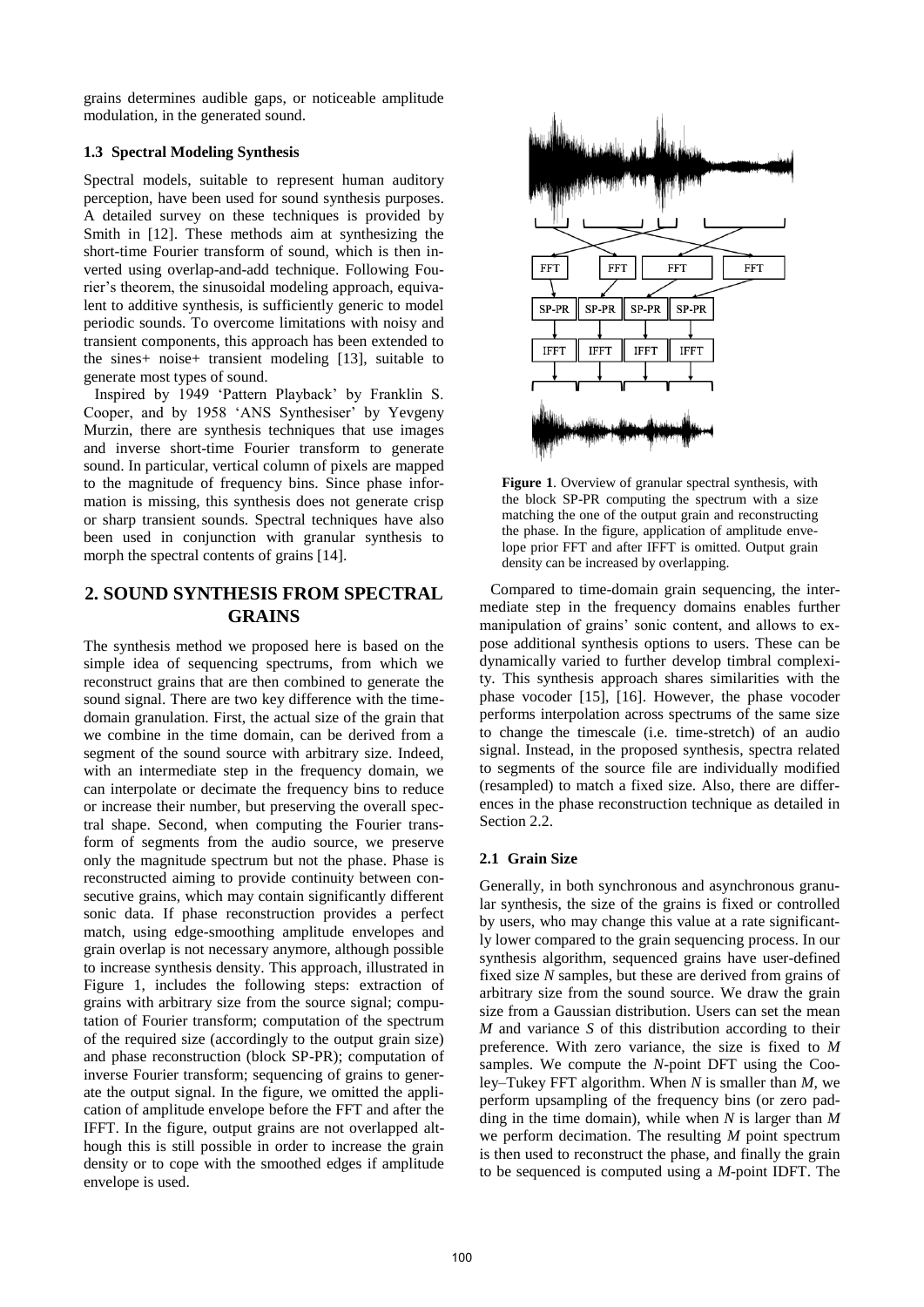grains determines audible gaps, or noticeable amplitude modulation, in the generated sound.

### 1.3 Spectral Modeling Synthesis

Spectral models, suitable to represent human auditory perception, have been used for sound synthesis purposes. A detailed survey on these techniques is provided by Smith in [12]. These methods aim at synthesizing the short-time Fourier transform of sound, which is then inverted using overlap-and-add technique. Following Fourier's theorem, the sinusoidal modeling approach, equivalent to additive synthesis, is sufficiently generic to model periodic sounds. To overcome limitations with noisy and transient components, this approach has been extended to the sines+ noise+ transient modeling [13], suitable to generate most types of sound.

Inspired by 1949 'Pattern Playback' by Franklin S. Cooper, and by 1958 'ANS Synthesiser' by Yevgeny Murzin, there are synthesis techniques that use images and inverse short-time Fourier transform to generate sound. In particular, vertical column of pixels are mapped to the magnitude of frequency bins. Since phase information is missing, this synthesis does not generate crisp or sharp transient sounds. Spectral techniques have also been used in conjunction with granular synthesis to morph the spectral contents of grains [14].

## 2. SOUND SYNTHESIS FROM SPECTRAL GRAINS

The synthesis method we proposed here is based on the simple idea of sequencing spectrums, from which we reconstruct grains that are then combined to generate the sound signal. There are two key difference with the time-domain granulation. First, the actual size of the grain that we combine in the time domain, can be derived from a segment of the sound source with arbitrary size. Indeed, with an intermediate step in the frequency domain, we can interpolate or decimate the frequency bins to reduce or increase their number, but preserving the overall spectral shape. Second, when computing the Fourier transform of segments from the audio source, we preserve only the magnitude spectrum but not the phase. Phase is reconstructed aiming to provide continuity between consecutive grains, which may contain significantly different sonic data. If phase reconstruction provides a perfect match, using edge-smoothing amplitude envelopes and grain overlap is not necessary anymore, although possible to increase synthesis density. This approach, illustrated in Figure 1, includes the following steps: extraction of grains with arbitrary size from the source signal; computation of Fourier transform; computation of the spectrum of the required size (accordingly to the output grain size) and phase reconstruction (block SP-PR); computation of inverse Fourier transform; sequencing of grains to generate the output signal. In the figure, we omitted the application of amplitude envelope before the FFT and after the IFFT. In the figure, output grains are not overlapped although this is still possible in order to increase the grain density or to cope with the smoothed edges if amplitude envelope is used.

**Figure 1**. Overview of granular spectral synthesis, with the block SP-PR computing the spectrum with a size matching the one of the output grain and reconstructing the phase. In the figure, application of amplitude envelope prior FFT and after IFFT is omitted. Output grain density can be increased by overlapping.

Compared to time-domain grain sequencing, the intermediate step in the frequency domains enables further manipulation of grains' sonic content, and allows to expose additional synthesis options to users. These can be dynamically varied to further develop timbral complexity. This synthesis approach shares similarities with the phase vocoder [15], [16]. However, the phase vocoder performs interpolation across spectrums of the same size to change the timescale (i.e. time-stretch) of an audio signal. Instead, in the proposed synthesis, spectra related to segments of the source file are individually modified (resampled) to match a fixed size. Also, there are differences in the phase reconstruction technique as detailed in Section 2.2.

### 2.1 Grain Size

Generally, in both synchronous and asynchronous granular synthesis, the size of the grains is fixed or controlled by users, who may change this value at a rate significantly lower compared to the grain sequencing process. In our synthesis algorithm, sequenced grains have user-defined fixed size $N$ samples, but these are derived from grains of arbitrary size from the sound source. We draw the grain size from a Gaussian distribution. Users can set the mean $M$ and variance $S$ of this distribution according to their preference. With zero variance, the size is fixed to $M$ samples. We compute the $N$-point DFT using the Cooley–Tukey FFT algorithm. When $N$ is smaller than $M$, we perform upsampling of the frequency bins (or zero padding in the time domain), while when $N$ is larger than $M$ we perform decimation. The resulting $M$ point spectrum is then used to reconstruct the phase, and finally the grain to be sequenced is computed using a $M$-point IDFT. The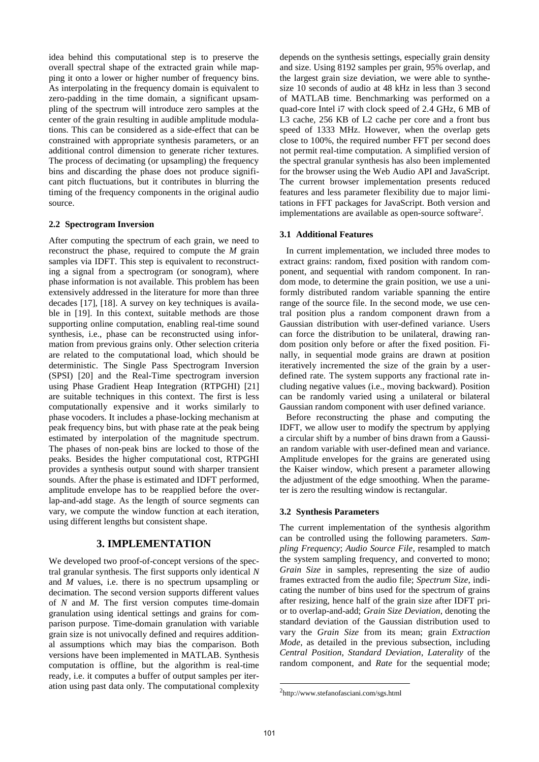idea behind this computational step is to preserve the overall spectral shape of the extracted grain while mapping it onto a lower or higher number of frequency bins. As interpolating in the frequency domain is equivalent to zero-padding in the time domain, a significant upsampling of the spectrum will introduce zero samples at the center of the grain resulting in audible amplitude modulations. This can be considered as a side-effect that can be constrained with appropriate synthesis parameters, or an additional control dimension to generate richer textures. The process of decimating (or upsampling) the frequency bins and discarding the phase does not produce significant pitch fluctuations, but it contributes in blurring the timing of the frequency components in the original audio source.

### 2.2 Spectrogram Inversion

After computing the spectrum of each grain, we need to reconstruct the phase, required to compute the $M$ grain samples via IDFT. This step is equivalent to reconstructing a signal from a spectrogram (or sonogram), where phase information is not available. This problem has been extensively addressed in the literature for more than three decades [17], [18]. A survey on key techniques is available in [19]. In this context, suitable methods are those supporting online computation, enabling real-time sound synthesis, i.e., phase can be reconstructed using information from previous grains only. Other selection criteria are related to the computational load, which should be deterministic. The Single Pass Spectrogram Inversion (SPSI) [20] and the Real-Time spectrogram inversion using Phase Gradient Heap Integration (RTPGHI) [21] are suitable techniques in this context. The first is less computationally expensive and it works similarly to phase vocoders. It includes a phase-locking mechanism at peak frequency bins, but with phase rate at the peak being estimated by interpolation of the magnitude spectrum. The phases of non-peak bins are locked to those of the peaks. Besides the higher computational cost, RTPGHI provides a synthesis output sound with sharper transient sounds. After the phase is estimated and IDFT performed, amplitude envelope has to be reapplied before the overlap-and-add stage. As the length of source segments can vary, we compute the window function at each iteration, using different lengths but consistent shape.

## 3. IMPLEMENTATION

We developed two proof-of-concept versions of the spectral granular synthesis. The first supports only identical $N$ and $M$ values, i.e. there is no spectrum upsampling or decimation. The second version supports different values of $N$ and $M$. The first version computes time-domain granulation using identical settings and grains for comparison purpose. Time-domain granulation with variable grain size is not univocally defined and requires additional assumptions which may bias the comparison. Both versions have been implemented in MATLAB. Synthesis computation is offline, but the algorithm is real-time ready, i.e. it computes a buffer of output samples per iteration using past data only. The computational complexity depends on the synthesis settings, especially grain density and size. Using 8192 samples per grain, 95% overlap, and the largest grain size deviation, we were able to synthesize 10 seconds of audio at 48 kHz in less than 3 second of MATLAB time. Benchmarking was performed on a quad-core Intel i7 with clock speed of 2.4 GHz, 6 MB of L3 cache, 256 KB of L2 cache per core and a front bus speed of 1333 MHz. However, when the overlap gets close to 100%, the required number FFT per second does not permit real-time computation. A simplified version of the spectral granular synthesis has also been implemented for the browser using the Web Audio API and JavaScript. The current browser implementation presents reduced features and less parameter flexibility due to major limitations in FFT packages for JavaScript. Both version and implementations are available as open-source software[2].

### 3.1 Additional Features

In current implementation, we included three modes to extract grains: random, fixed position with random component, and sequential with random component. In random mode, to determine the grain position, we use a uniformly distributed random variable spanning the entire range of the source file. In the second mode, we use central position plus a random component drawn from a Gaussian distribution with user-defined variance. Users can force the distribution to be unilateral, drawing random position only before or after the fixed position. Finally, in sequential mode grains are drawn at position iteratively incremented the size of the grain by a user-defined rate. The system supports any fractional rate including negative values (i.e., moving backward). Position can be randomly varied using a unilateral or bilateral Gaussian random component with user defined variance.

Before reconstructing the phase and computing the IDFT, we allow user to modify the spectrum by applying a circular shift by a number of bins drawn from a Gaussian random variable with user-defined mean and variance. Amplitude envelopes for the grains are generated using the Kaiser window, which present a parameter allowing the adjustment of the edge smoothing. When the parameter is zero the resulting window is rectangular.

### 3.2 Synthesis Parameters

The current implementation of the synthesis algorithm can be controlled using the following parameters. *Sampling Frequency*; *Audio Source File*, resampled to match the system sampling frequency, and converted to mono; *Grain Size* in samples, representing the size of audio frames extracted from the audio file; *Spectrum Size*, indicating the number of bins used for the spectrum of grains after resizing, hence half of the grain size after IDFT prior to overlap-and-add; *Grain Size Deviation*, denoting the standard deviation of the Gaussian distribution used to vary the *Grain Size* from its mean; grain *Extraction Mode*, as detailed in the previous subsection, including *Central Position*, *Standard Deviation*, *Laterality* of the random component, and *Rate* for the sequential mode;

[2] http://www.stefanofasciani.com/sgs.html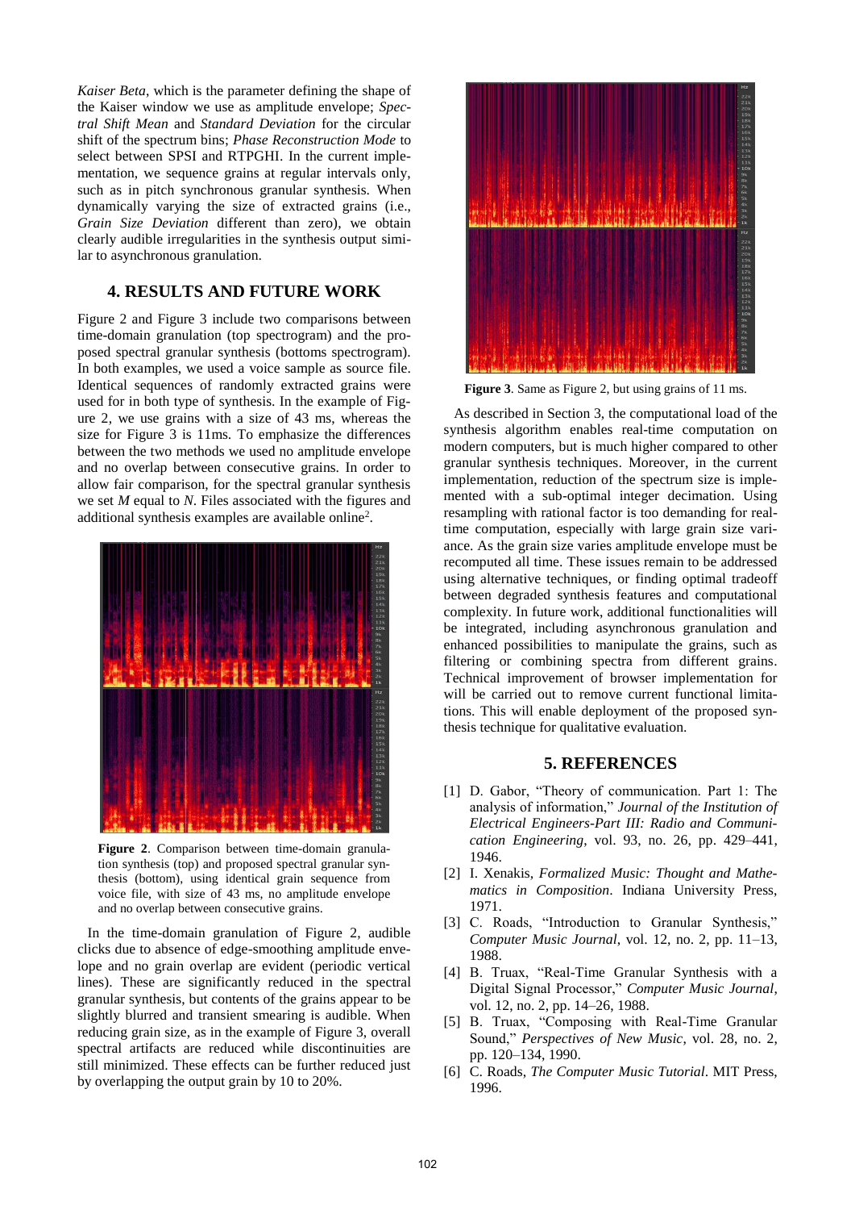*Kaiser Beta*, which is the parameter defining the shape of the Kaiser window we use as amplitude envelope; *Spectral Shift Mean* and *Standard Deviation* for the circular shift of the spectrum bins; *Phase Reconstruction Mode* to select between SPSI and RTPGHI. In the current implementation, we sequence grains at regular intervals only, such as in pitch synchronous granular synthesis. When dynamically varying the size of extracted grains (i.e., *Grain Size Deviation* different than zero), we obtain clearly audible irregularities in the synthesis output similar to asynchronous granulation.

## 4. RESULTS AND FUTURE WORK

Figure 2 and Figure 3 include two comparisons between time-domain granulation (top spectrogram) and the proposed spectral granular synthesis (bottoms spectrogram). In both examples, we used a voice sample as source file. Identical sequences of randomly extracted grains were used for in both type of synthesis. In the example of Figure 2, we use grains with a size of 43 ms, whereas the size for Figure 3 is 11ms. To emphasize the differences between the two methods we used no amplitude envelope and no overlap between consecutive grains. In order to allow fair comparison, for the spectral granular synthesis we set $M$ equal to $N$. Files associated with the figures and additional synthesis examples are available online[2].

**Figure 2**. Comparison between time-domain granulation synthesis (top) and proposed spectral granular synthesis (bottom), using identical grain sequence from voice file, with size of 43 ms, no amplitude envelope and no overlap between consecutive grains.

In the time-domain granulation of Figure 2, audible clicks due to absence of edge-smoothing amplitude envelope and no grain overlap are evident (periodic vertical lines). These are significantly reduced in the spectral granular synthesis, but contents of the grains appear to be slightly blurred and transient smearing is audible. When reducing grain size, as in the example of Figure 3, overall spectral artifacts are reduced while discontinuities are still minimized. These effects can be further reduced just by overlapping the output grain by 10 to 20%.

**Figure 3**. Same as Figure 2, but using grains of 11 ms.

As described in Section 3, the computational load of the synthesis algorithm enables real-time computation on modern computers, but is much higher compared to other granular synthesis techniques. Moreover, in the current implementation, reduction of the spectrum size is implemented with a sub-optimal integer decimation. Using resampling with rational factor is too demanding for real-time computation, especially with large grain size variance. As the grain size varies amplitude envelope must be recomputed all time. These issues remain to be addressed using alternative techniques, or finding optimal tradeoff between degraded synthesis features and computational complexity. In future work, additional functionalities will be integrated, including asynchronous granulation and enhanced possibilities to manipulate the grains, such as filtering or combining spectra from different grains. Technical improvement of browser implementation for will be carried out to remove current functional limitations. This will enable deployment of the proposed synthesis technique for qualitative evaluation.

## 5. REFERENCES

[1] D. Gabor, "Theory of communication. Part 1: The analysis of information," *Journal of the Institution of Electrical Engineers-Part III: Radio and Communication Engineering*, vol. 93, no. 26, pp. 429–441, 1946.

[2] I. Xenakis, *Formalized Music: Thought and Mathematics in Composition*. Indiana University Press, 1971.

[3] C. Roads, "Introduction to Granular Synthesis," *Computer Music Journal*, vol. 12, no. 2, pp. 11–13, 1988.

[4] B. Truax, "Real-Time Granular Synthesis with a Digital Signal Processor," *Computer Music Journal*, vol. 12, no. 2, pp. 14–26, 1988.

[5] B. Truax, "Composing with Real-Time Granular Sound," *Perspectives of New Music*, vol. 28, no. 2, pp. 120–134, 1990.

[6] C. Roads, *The Computer Music Tutorial*. MIT Press, 1996.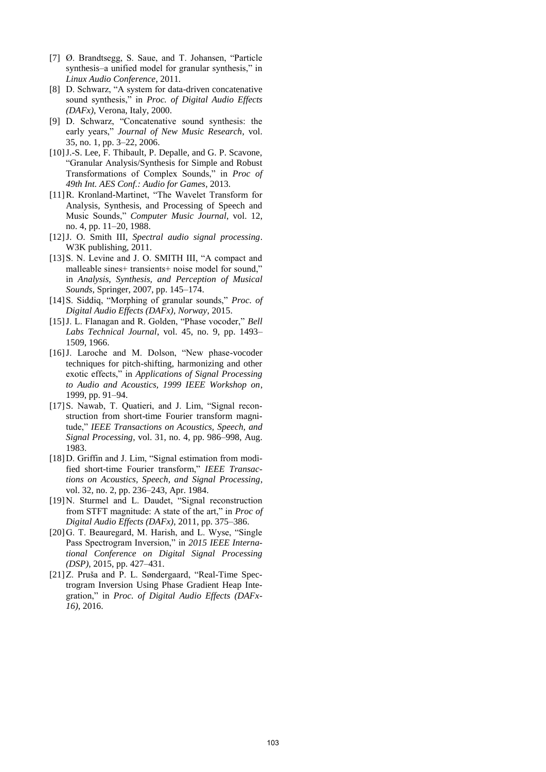[7] Ø. Brandtsegg, S. Saue, and T. Johansen, "Particle synthesis–a unified model for granular synthesis," in *Linux Audio Conference*, 2011.

[8] D. Schwarz, "A system for data-driven concatenative sound synthesis," in *Proc. of Digital Audio Effects (DAFx)*, Verona, Italy, 2000.

[9] D. Schwarz, "Concatenative sound synthesis: the early years," *Journal of New Music Research*, vol. 35, no. 1, pp. 3–22, 2006.

[10] J.-S. Lee, F. Thibault, P. Depalle, and G. P. Scavone, "Granular Analysis/Synthesis for Simple and Robust Transformations of Complex Sounds," in *Proc of 49th Int. AES Conf.: Audio for Games*, 2013.

[11] R. Kronland-Martinet, "The Wavelet Transform for Analysis, Synthesis, and Processing of Speech and Music Sounds," *Computer Music Journal*, vol. 12, no. 4, pp. 11–20, 1988.

[12] J. O. Smith III, *Spectral audio signal processing*. W3K publishing, 2011.

[13] S. N. Levine and J. O. SMITH III, "A compact and malleable sines+ transients+ noise model for sound," in *Analysis, Synthesis, and Perception of Musical Sounds*, Springer, 2007, pp. 145–174.

[14] S. Siddiq, "Morphing of granular sounds," *Proc. of Digital Audio Effects (DAFx), Norway*, 2015.

[15] J. L. Flanagan and R. Golden, "Phase vocoder," *Bell Labs Technical Journal*, vol. 45, no. 9, pp. 1493–1509, 1966.

[16] J. Laroche and M. Dolson, "New phase-vocoder techniques for pitch-shifting, harmonizing and other exotic effects," in *Applications of Signal Processing to Audio and Acoustics, 1999 IEEE Workshop on*, 1999, pp. 91–94.

[17] S. Nawab, T. Quatieri, and J. Lim, "Signal reconstruction from short-time Fourier transform magnitude," *IEEE Transactions on Acoustics, Speech, and Signal Processing*, vol. 31, no. 4, pp. 986–998, Aug. 1983.

[18] D. Griffin and J. Lim, "Signal estimation from modified short-time Fourier transform," *IEEE Transactions on Acoustics, Speech, and Signal Processing*, vol. 32, no. 2, pp. 236–243, Apr. 1984.

[19] N. Sturmel and L. Daudet, "Signal reconstruction from STFT magnitude: A state of the art," in *Proc of Digital Audio Effects (DAFx)*, 2011, pp. 375–386.

[20] G. T. Beauregard, M. Harish, and L. Wyse, "Single Pass Spectrogram Inversion," in *2015 IEEE International Conference on Digital Signal Processing (DSP)*, 2015, pp. 427–431.

[21] Z. Průša and P. L. Søndergaard, "Real-Time Spectrogram Inversion Using Phase Gradient Heap Integration," in *Proc. of Digital Audio Effects (DAFx-16)*, 2016.